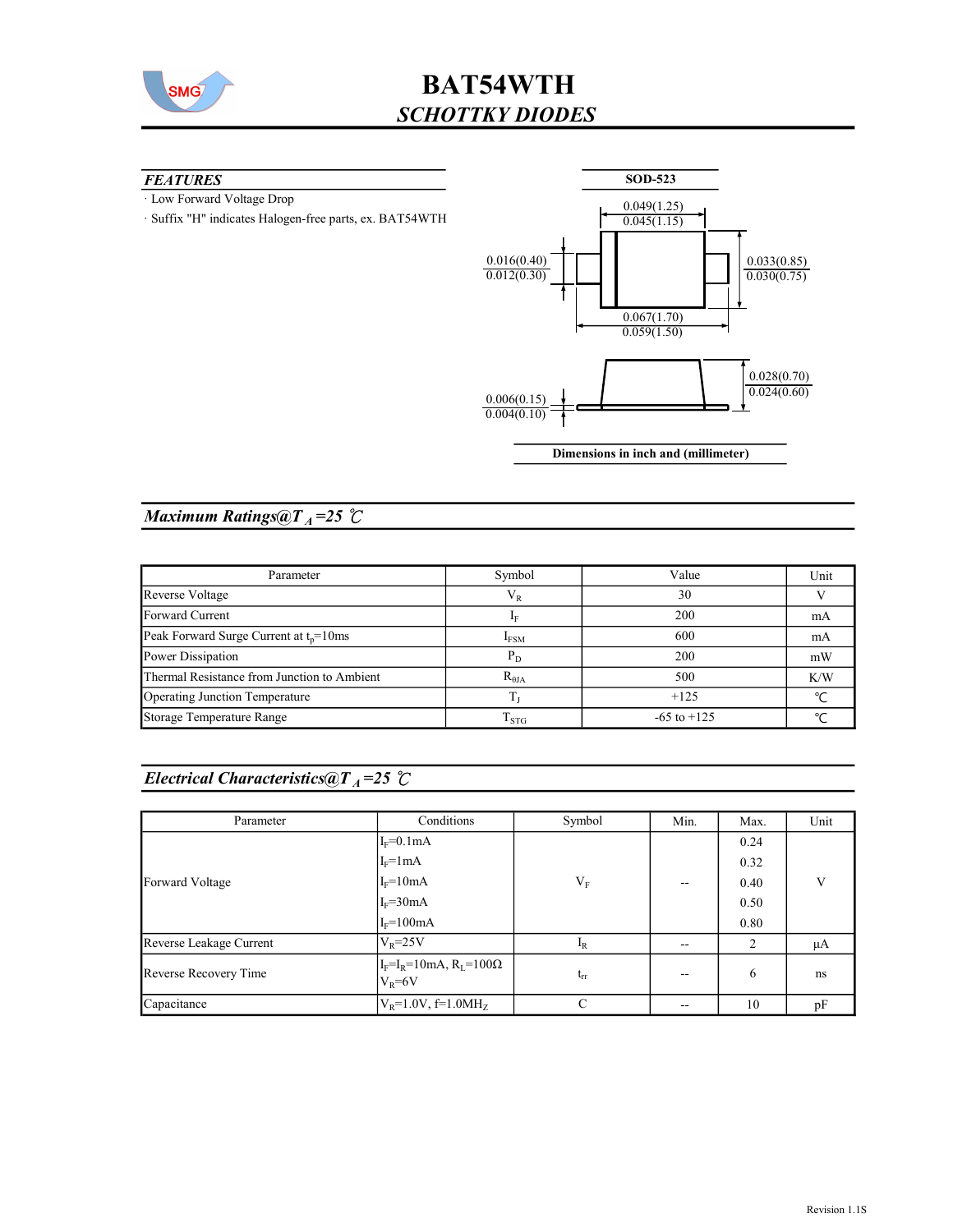# BAT54WTH

## *SCHOTTKY DIODES*

### *FEATURES*

- Low Forward Voltage Drop
- Suffix "H" indicates Halogen-free parts, ex. BAT54WTH

**SOD-523**

0.049(1.25)
0.045(1.15)

0.016(0.40)
0.012(0.30)

0.033(0.85)
0.030(0.75)

0.067(1.70)
0.059(1.50)

0.028(0.70)
0.024(0.60)

0.006(0.15)
0.004(0.10)

**Dimensions in inch and (millimeter)**

## *Maximum Ratings@$T_A$=25 ℃*

| Parameter | Symbol | Value | Unit |
|---|---|---|---|
| Reverse Voltage | $V_R$ | 30 | V |
| Forward Current | $I_F$ | 200 | mA |
| Peak Forward Surge Current at $t_p$=10ms | $I_{FSM}$ | 600 | mA |
| Power Dissipation | $P_D$ | 200 | mW |
| Thermal Resistance from Junction to Ambient | $R_{\theta JA}$ | 500 | K/W |
| Operating Junction Temperature | $T_J$ | +125 | ℃ |
| Storage Temperature Range | $T_{STG}$ | -65 to +125 | ℃ |

## *Electrical Characteristics@$T_A$=25 ℃*

| Parameter | Conditions | Symbol | Min. | Max. | Unit |
|---|---|---|---|---|---|
| Forward Voltage | $I_F$=0.1mA | $V_F$ | -- | 0.24 | V |
| | $I_F$=1mA | | | 0.32 | |
| | $I_F$=10mA | | | 0.40 | |
| | $I_F$=30mA | | | 0.50 | |
| | $I_F$=100mA | | | 0.80 | |
| Reverse Leakage Current | $V_R$=25V | $I_R$ | -- | 2 | μA |
| Reverse Recovery Time | $I_F$=$I_R$=10mA, $R_L$=100Ω $V_R$=6V | $t_{rr}$ | -- | 6 | ns |
| Capacitance | $V_R$=1.0V, f=1.0MH$_Z$ | C | -- | 10 | pF |

Revision 1.1S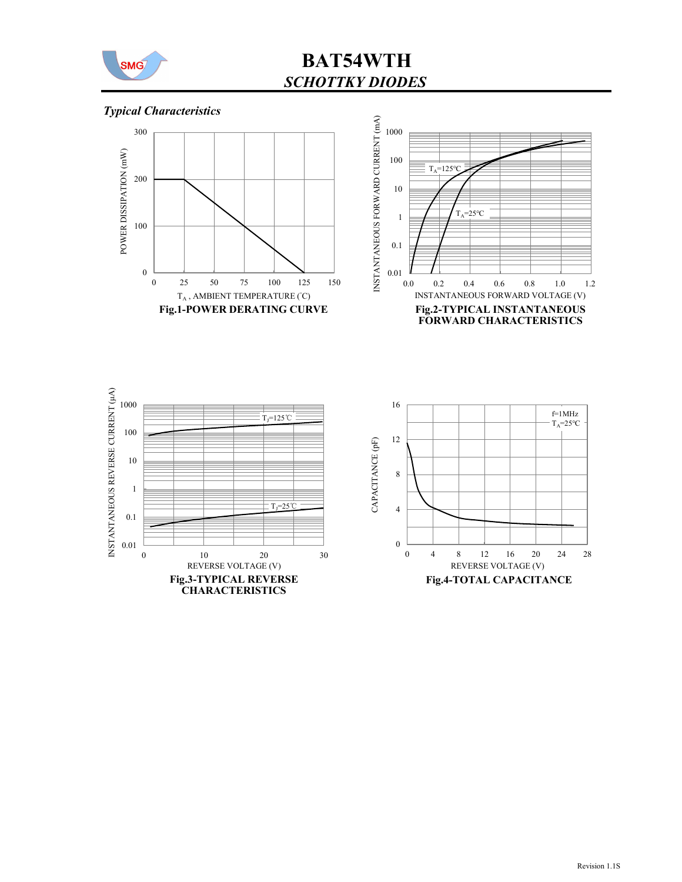## *Typical Characteristics*

**Fig.1-POWER DERATING CURVE**

**Fig.2-TYPICAL INSTANTANEOUS FORWARD CHARACTERISTICS**

**Fig.3-TYPICAL REVERSE CHARACTERISTICS**

**Fig.4-TOTAL CAPACITANCE**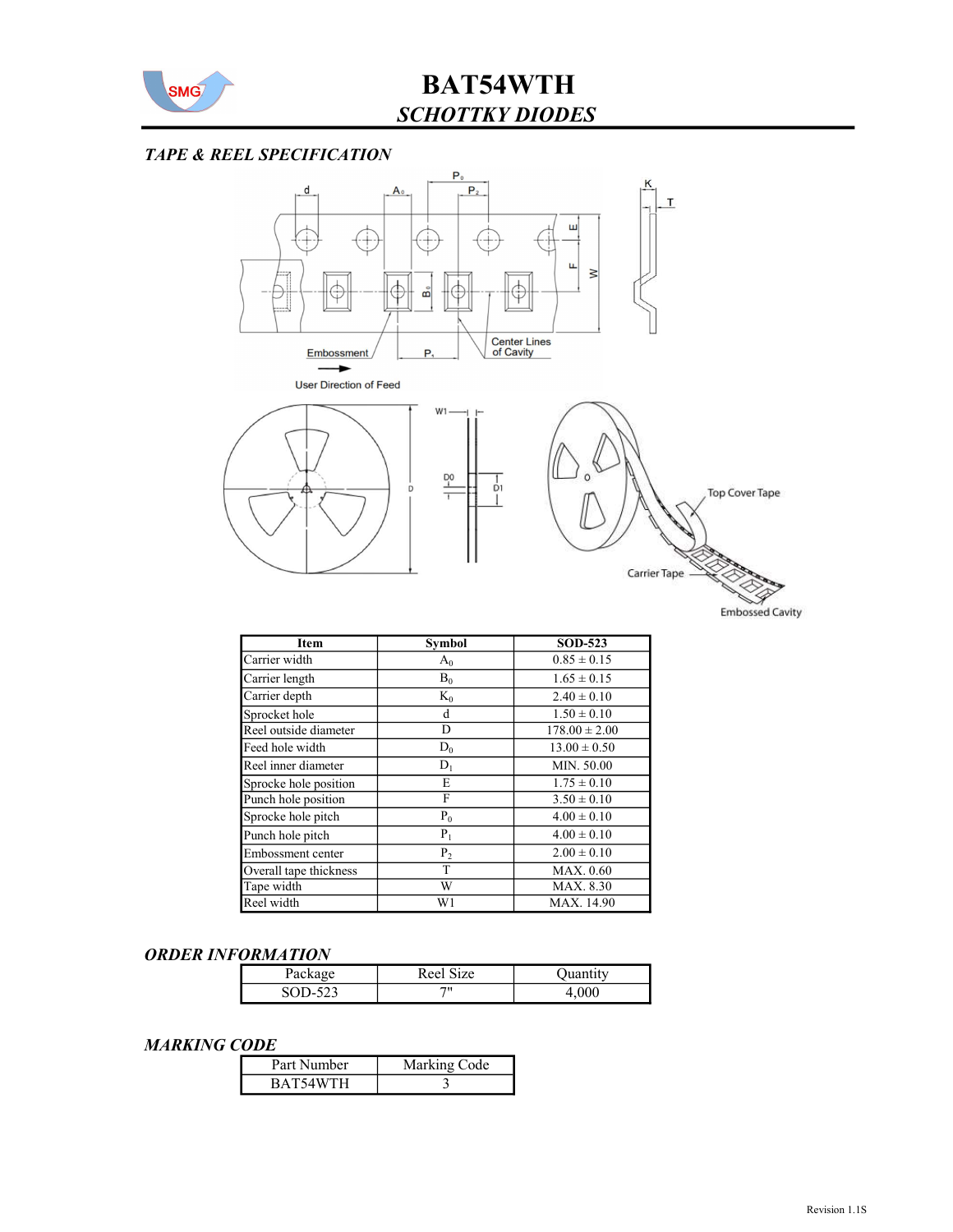# BAT54WTH

## *SCHOTTKY DIODES*

### *TAPE & REEL SPECIFICATION*

| Item | Symbol | SOD-523 |
|---|---|---|
| Carrier width | $A_0$ | 0.85 ± 0.15 |
| Carrier length | $B_0$ | 1.65 ± 0.15 |
| Carrier depth | $K_0$ | 2.40 ± 0.10 |
| Sprocket hole | d | 1.50 ± 0.10 |
| Reel outside diameter | D | 178.00 ± 2.00 |
| Feed hole width | $D_0$ | 13.00 ± 0.50 |
| Reel inner diameter | $D_1$ | MIN. 50.00 |
| Sprocke hole position | E | 1.75 ± 0.10 |
| Punch hole position | F | 3.50 ± 0.10 |
| Sprocke hole pitch | $P_0$ | 4.00 ± 0.10 |
| Punch hole pitch | $P_1$ | 4.00 ± 0.10 |
| Embossment center | $P_2$ | 2.00 ± 0.10 |
| Overall tape thickness | T | MAX. 0.60 |
| Tape width | W | MAX. 8.30 |
| Reel width | W1 | MAX. 14.90 |

### *ORDER INFORMATION*

| Package | Reel Size | Quantity |
|---|---|---|
| SOD-523 | 7" | 4,000 |

### *MARKING CODE*

| Part Number | Marking Code |
|---|---|
| BAT54WTH | 3 |

Revision 1.1S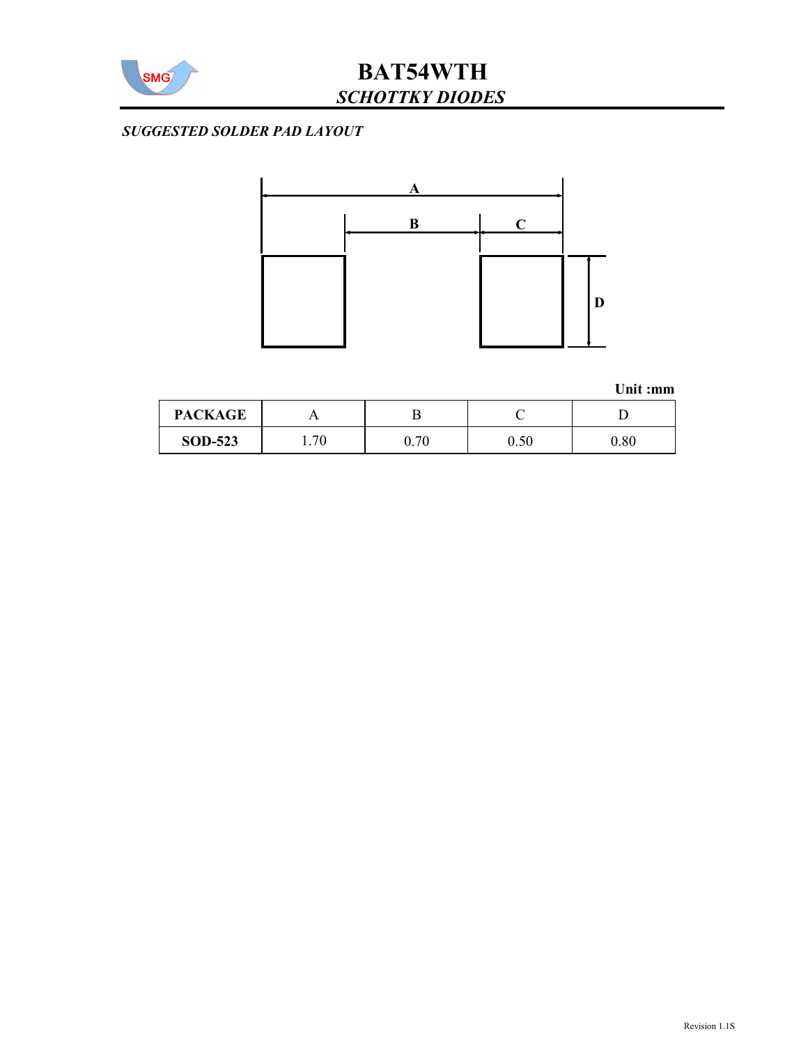### *SUGGESTED SOLDER PAD LAYOUT*

A
B
C
D

**Unit :mm**

| PACKAGE | A | B | C | D |
|---|---|---|---|---|
| **SOD-523** | 1.70 | 0.70 | 0.50 | 0.80 |